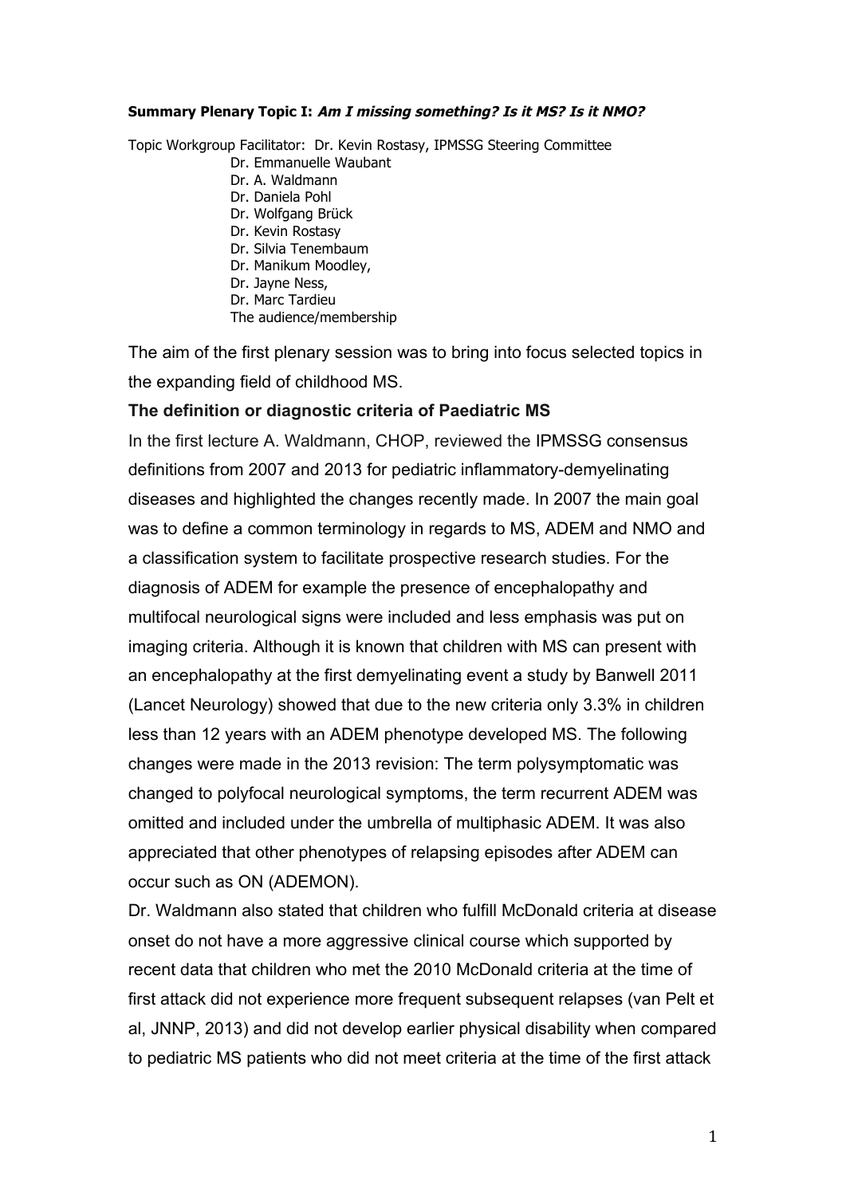**Summary Plenary Topic I:** ***Am I missing something? Is it MS? Is it NMO?***

Topic Workgroup Facilitator: Dr. Kevin Rostasy, IPMSSG Steering Committee

Dr. Emmanuelle Waubant
Dr. A. Waldmann
Dr. Daniela Pohl
Dr. Wolfgang Brück
Dr. Kevin Rostasy
Dr. Silvia Tenembaum
Dr. Manikum Moodley,
Dr. Jayne Ness,
Dr. Marc Tardieu
The audience/membership

The aim of the first plenary session was to bring into focus selected topics in the expanding field of childhood MS.

**The definition or diagnostic criteria of Paediatric MS**

In the first lecture A. Waldmann, CHOP, reviewed the IPMSSG consensus definitions from 2007 and 2013 for pediatric inflammatory-demyelinating diseases and highlighted the changes recently made. In 2007 the main goal was to define a common terminology in regards to MS, ADEM and NMO and a classification system to facilitate prospective research studies. For the diagnosis of ADEM for example the presence of encephalopathy and multifocal neurological signs were included and less emphasis was put on imaging criteria. Although it is known that children with MS can present with an encephalopathy at the first demyelinating event a study by Banwell 2011 (Lancet Neurology) showed that due to the new criteria only 3.3% in children less than 12 years with an ADEM phenotype developed MS. The following changes were made in the 2013 revision: The term polysymptomatic was changed to polyfocal neurological symptoms, the term recurrent ADEM was omitted and included under the umbrella of multiphasic ADEM. It was also appreciated that other phenotypes of relapsing episodes after ADEM can occur such as ON (ADEMON).

Dr. Waldmann also stated that children who fulfill McDonald criteria at disease onset do not have a more aggressive clinical course which supported by recent data that children who met the 2010 McDonald criteria at the time of first attack did not experience more frequent subsequent relapses (van Pelt et al, JNNP, 2013) and did not develop earlier physical disability when compared to pediatric MS patients who did not meet criteria at the time of the first attack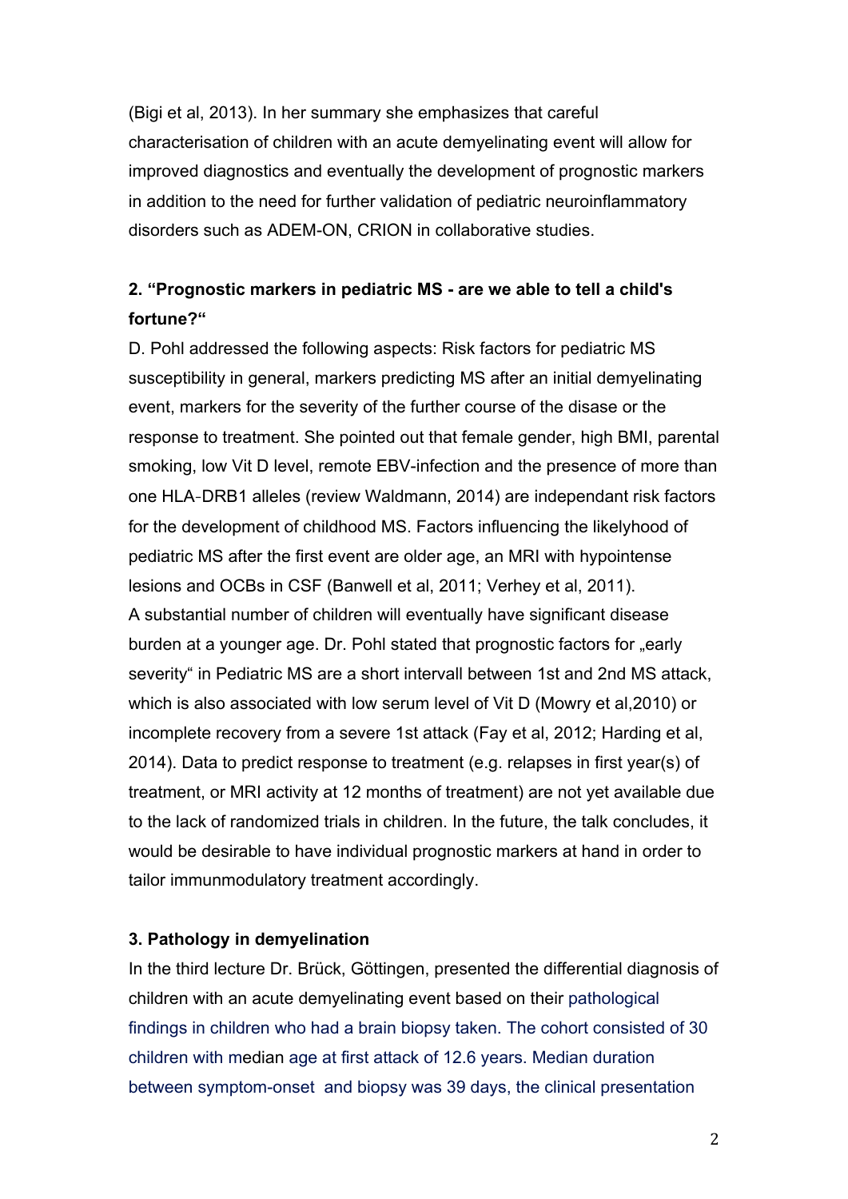(Bigi et al, 2013). In her summary she emphasizes that careful characterisation of children with an acute demyelinating event will allow for improved diagnostics and eventually the development of prognostic markers in addition to the need for further validation of pediatric neuroinflammatory disorders such as ADEM-ON, CRION in collaborative studies.

### 2. **“Prognostic markers in pediatric MS - are we able to tell a child's fortune?“**

D. Pohl addressed the following aspects: Risk factors for pediatric MS susceptibility in general, markers predicting MS after an initial demyelinating event, markers for the severity of the further course of the disase or the response to treatment. She pointed out that female gender, high BMI, parental smoking, low Vit D level, remote EBV-infection and the presence of more than one HLA-DRB1 alleles (review Waldmann, 2014) are independant risk factors for the development of childhood MS. Factors influencing the likelyhood of pediatric MS after the first event are older age, an MRI with hypointense lesions and OCBs in CSF (Banwell et al, 2011; Verhey et al, 2011).
A substantial number of children will eventually have significant disease burden at a younger age. Dr. Pohl stated that prognostic factors for „early severity“ in Pediatric MS are a short intervall between 1st and 2nd MS attack, which is also associated with low serum level of Vit D (Mowry et al,2010) or incomplete recovery from a severe 1st attack (Fay et al, 2012; Harding et al, 2014). Data to predict response to treatment (e.g. relapses in first year(s) of treatment, or MRI activity at 12 months of treatment) are not yet available due to the lack of randomized trials in children. In the future, the talk concludes, it would be desirable to have individual prognostic markers at hand in order to tailor immunmodulatory treatment accordingly.

### 3. **Pathology in demyelination**

In the third lecture Dr. Brück, Göttingen, presented the differential diagnosis of children with an acute demyelinating event based on their pathological findings in children who had a brain biopsy taken. The cohort consisted of 30 children with median age at first attack of 12.6 years. Median duration between symptom-onset  and biopsy was 39 days, the clinical presentation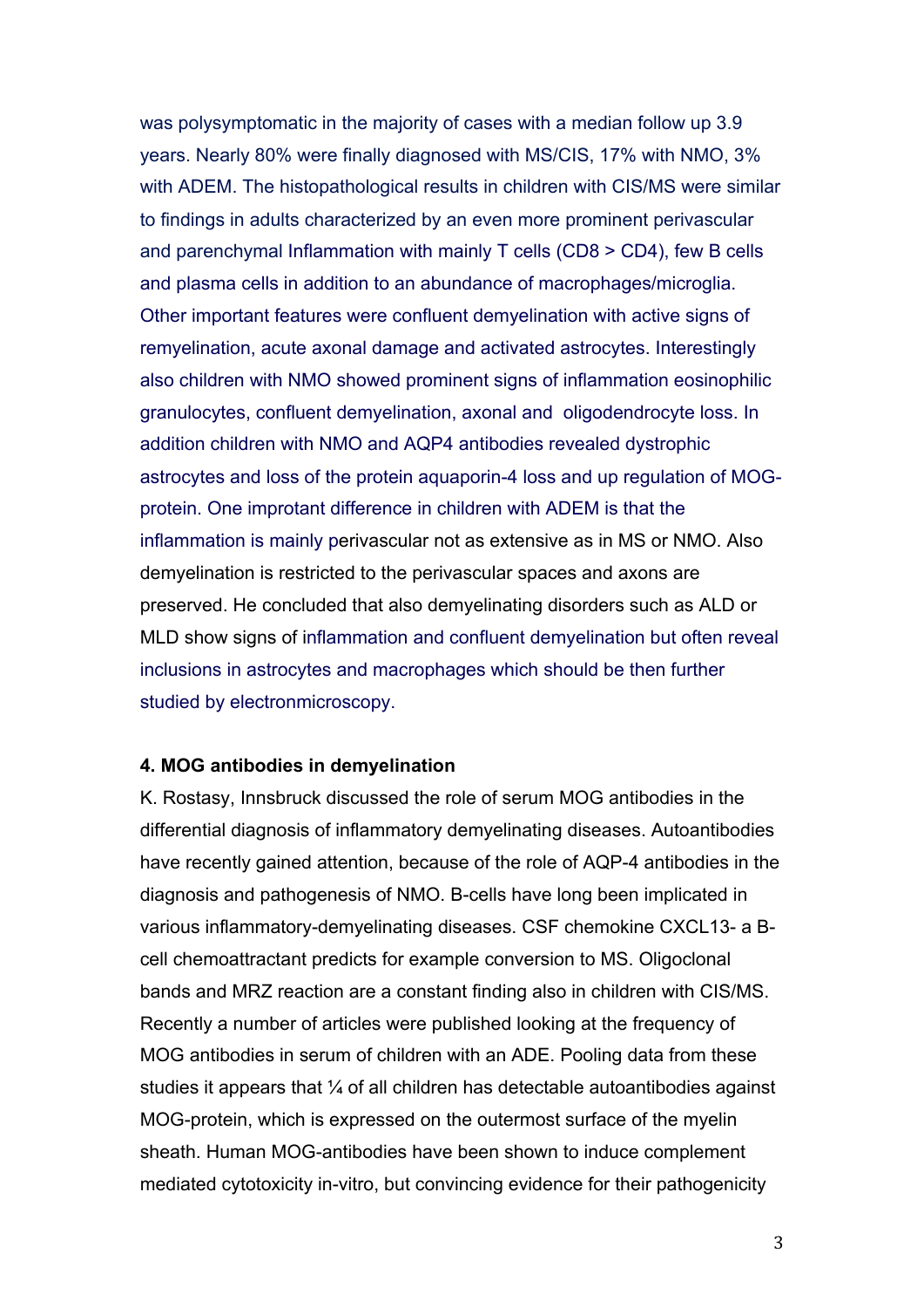was polysymptomatic in the majority of cases with a median follow up 3.9 years. Nearly 80% were finally diagnosed with MS/CIS, 17% with NMO, 3% with ADEM. The histopathological results in children with CIS/MS were similar to findings in adults characterized by an even more prominent perivascular and parenchymal Inflammation with mainly T cells (CD8 > CD4), few B cells and plasma cells in addition to an abundance of macrophages/microglia. Other important features were confluent demyelination with active signs of remyelination, acute axonal damage and activated astrocytes. Interestingly also children with NMO showed prominent signs of inflammation eosinophilic granulocytes, confluent demyelination, axonal and oligodendrocyte loss. In addition children with NMO and AQP4 antibodies revealed dystrophic astrocytes and loss of the protein aquaporin-4 loss and up regulation of MOG-protein. One improtant difference in children with ADEM is that the inflammation is mainly perivascular not as extensive as in MS or NMO. Also demyelination is restricted to the perivascular spaces and axons are preserved. He concluded that also demyelinating disorders such as ALD or MLD show signs of inflammation and confluent demyelination but often reveal inclusions in astrocytes and macrophages which should be then further studied by electronmicroscopy.

**4. MOG antibodies in demyelination**

K. Rostasy, Innsbruck discussed the role of serum MOG antibodies in the differential diagnosis of inflammatory demyelinating diseases. Autoantibodies have recently gained attention, because of the role of AQP-4 antibodies in the diagnosis and pathogenesis of NMO. B-cells have long been implicated in various inflammatory-demyelinating diseases. CSF chemokine CXCL13- a B-cell chemoattractant predicts for example conversion to MS. Oligoclonal bands and MRZ reaction are a constant finding also in children with CIS/MS. Recently a number of articles were published looking at the frequency of MOG antibodies in serum of children with an ADE. Pooling data from these studies it appears that ¼ of all children has detectable autoantibodies against MOG-protein, which is expressed on the outermost surface of the myelin sheath. Human MOG-antibodies have been shown to induce complement mediated cytotoxicity in-vitro, but convincing evidence for their pathogenicity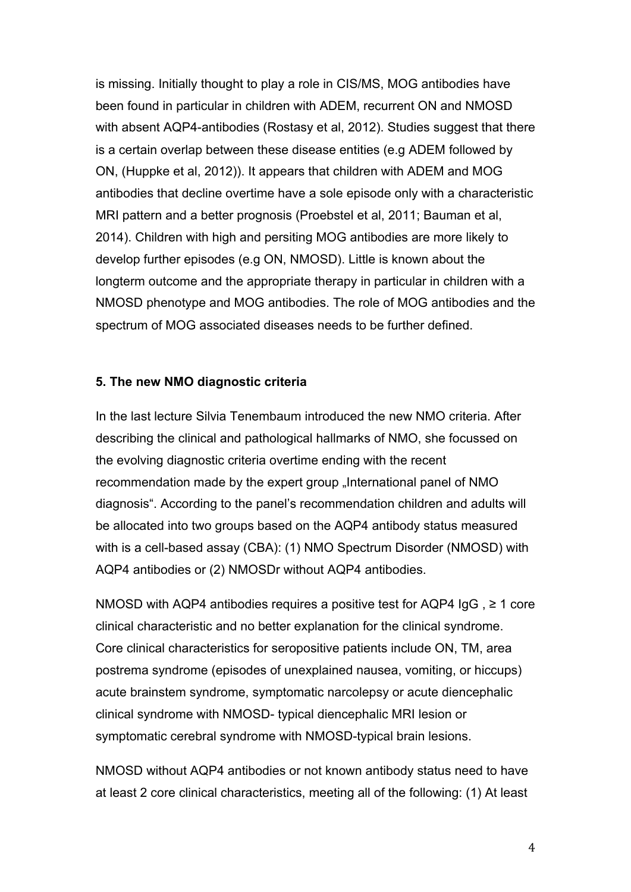is missing. Initially thought to play a role in CIS/MS, MOG antibodies have been found in particular in children with ADEM, recurrent ON and NMOSD with absent AQP4-antibodies (Rostasy et al, 2012). Studies suggest that there is a certain overlap between these disease entities (e.g ADEM followed by ON, (Huppke et al, 2012)). It appears that children with ADEM and MOG antibodies that decline overtime have a sole episode only with a characteristic MRI pattern and a better prognosis (Proebstel et al, 2011; Bauman et al, 2014). Children with high and persiting MOG antibodies are more likely to develop further episodes (e.g ON, NMOSD). Little is known about the longterm outcome and the appropriate therapy in particular in children with a NMOSD phenotype and MOG antibodies. The role of MOG antibodies and the spectrum of MOG associated diseases needs to be further defined.

**5. The new NMO diagnostic criteria**

In the last lecture Silvia Tenembaum introduced the new NMO criteria. After describing the clinical and pathological hallmarks of NMO, she focussed on the evolving diagnostic criteria overtime ending with the recent recommendation made by the expert group „International panel of NMO diagnosis“. According to the panel's recommendation children and adults will be allocated into two groups based on the AQP4 antibody status measured with is a cell-based assay (CBA): (1) NMO Spectrum Disorder (NMOSD) with AQP4 antibodies or (2) NMOSDr without AQP4 antibodies.

NMOSD with AQP4 antibodies requires a positive test for AQP4 IgG , ≥ 1 core clinical characteristic and no better explanation for the clinical syndrome. Core clinical characteristics for seropositive patients include ON, TM, area postrema syndrome (episodes of unexplained nausea, vomiting, or hiccups) acute brainstem syndrome, symptomatic narcolepsy or acute diencephalic clinical syndrome with NMOSD- typical diencephalic MRI lesion or symptomatic cerebral syndrome with NMOSD-typical brain lesions.

NMOSD without AQP4 antibodies or not known antibody status need to have at least 2 core clinical characteristics, meeting all of the following: (1) At least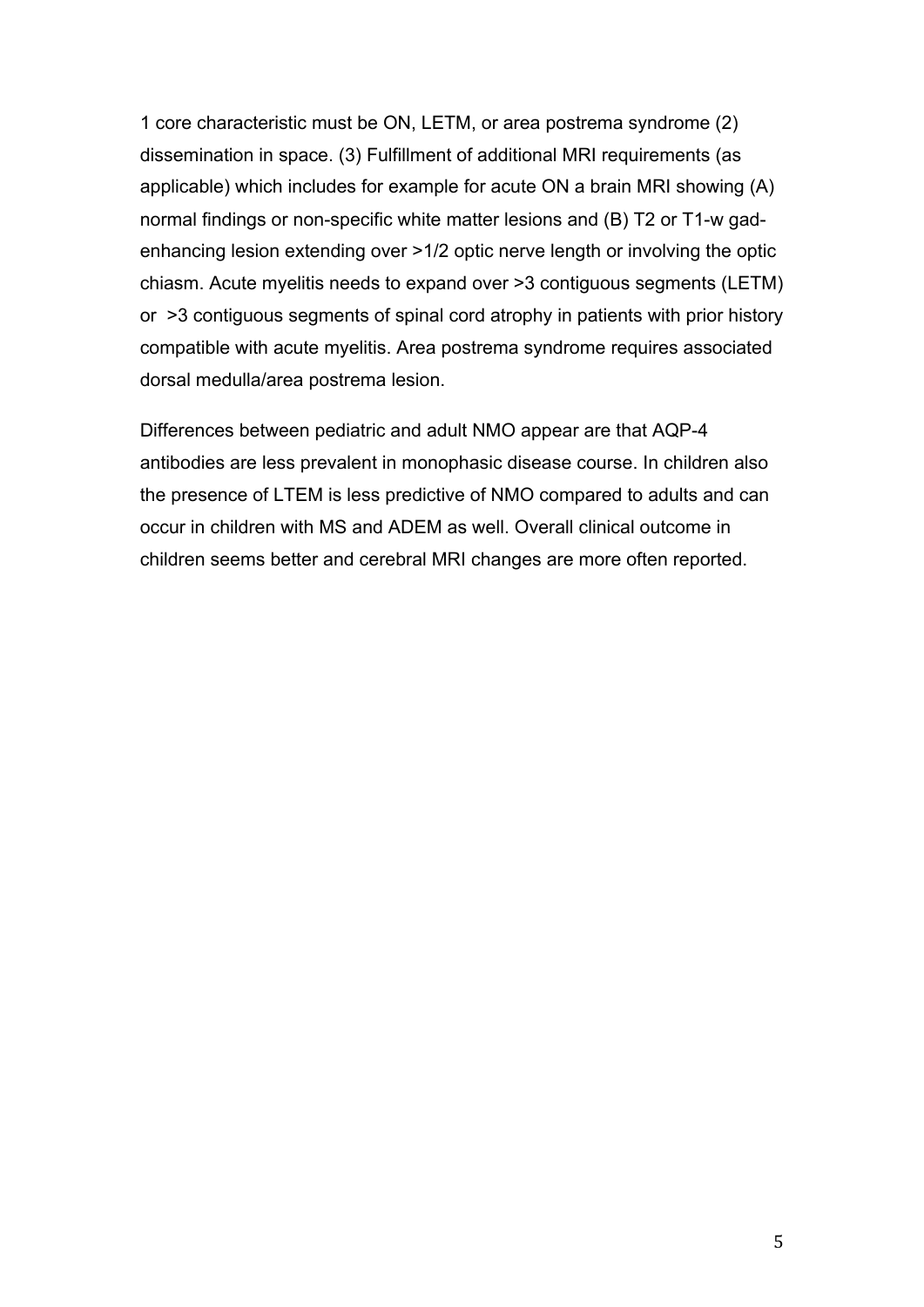1 core characteristic must be ON, LETM, or area postrema syndrome (2) dissemination in space. (3) Fulfillment of additional MRI requirements (as applicable) which includes for example for acute ON a brain MRI showing (A) normal findings or non-specific white matter lesions and (B) T2 or T1-w gad-enhancing lesion extending over >1/2 optic nerve length or involving the optic chiasm. Acute myelitis needs to expand over >3 contiguous segments (LETM) or >3 contiguous segments of spinal cord atrophy in patients with prior history compatible with acute myelitis. Area postrema syndrome requires associated dorsal medulla/area postrema lesion.

Differences between pediatric and adult NMO appear are that AQP-4 antibodies are less prevalent in monophasic disease course. In children also the presence of LTEM is less predictive of NMO compared to adults and can occur in children with MS and ADEM as well. Overall clinical outcome in children seems better and cerebral MRI changes are more often reported.